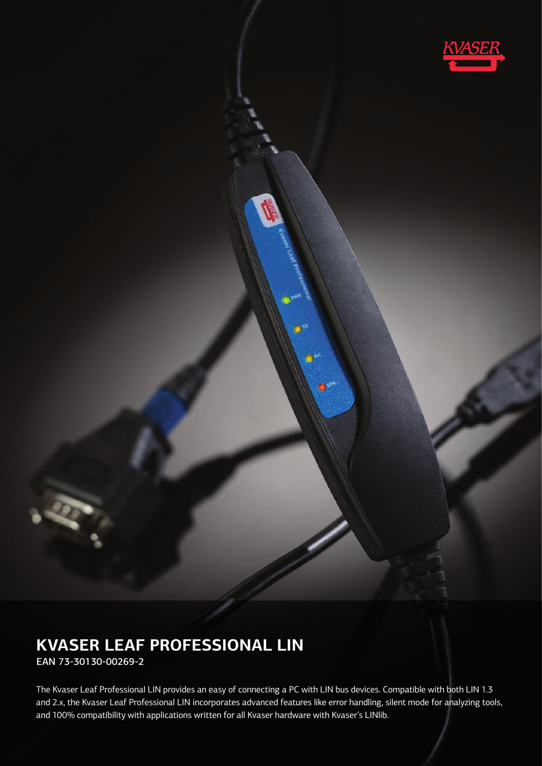# KVASER LEAF PROFESSIONAL LIN

EAN 73-30130-00269-2

The Kvaser Leaf Professional LIN provides an easy of connecting a PC with LIN bus devices. Compatible with both LIN 1.3 and 2.x, the Kvaser Leaf Professional LIN incorporates advanced features like error handling, silent mode for analyzing tools, and 100% compatibility with applications written for all Kvaser hardware with Kvaser's LINlib.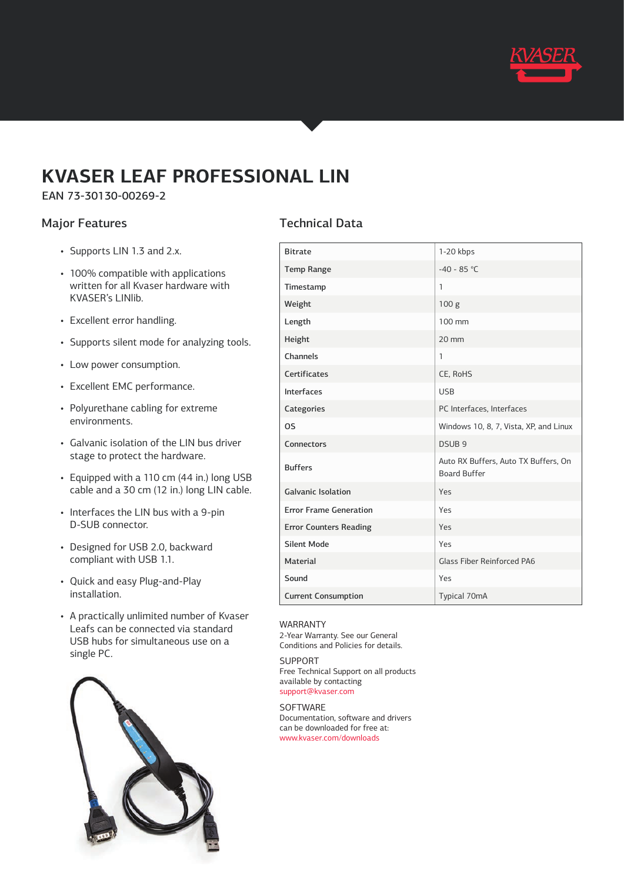# KVASER LEAF PROFESSIONAL LIN

EAN 73-30130-00269-2

## Major Features

- Supports LIN 1.3 and 2.x.
- 100% compatible with applications written for all Kvaser hardware with KVASER's LINlib.
- Excellent error handling.
- Supports silent mode for analyzing tools.
- Low power consumption.
- Excellent EMC performance.
- Polyurethane cabling for extreme environments.
- Galvanic isolation of the LIN bus driver stage to protect the hardware.
- Equipped with a 110 cm (44 in.) long USB cable and a 30 cm (12 in.) long LIN cable.
- Interfaces the LIN bus with a 9-pin D-SUB connector.
- Designed for USB 2.0, backward compliant with USB 1.1.
- Quick and easy Plug-and-Play installation.
- A practically unlimited number of Kvaser Leafs can be connected via standard USB hubs for simultaneous use on a single PC.

## Technical Data

| | |
|---|---|
| Bitrate | 1-20 kbps |
| Temp Range | -40 - 85 °C |
| Timestamp | 1 |
| Weight | 100 g |
| Length | 100 mm |
| Height | 20 mm |
| Channels | 1 |
| Certificates | CE, RoHS |
| Interfaces | USB |
| Categories | PC Interfaces, Interfaces |
| OS | Windows 10, 8, 7, Vista, XP, and Linux |
| Connectors | DSUB 9 |
| Buffers | Auto RX Buffers, Auto TX Buffers, On Board Buffer |
| Galvanic Isolation | Yes |
| Error Frame Generation | Yes |
| Error Counters Reading | Yes |
| Silent Mode | Yes |
| Material | Glass Fiber Reinforced PA6 |
| Sound | Yes |
| Current Consumption | Typical 70mA |

WARRANTY
2-Year Warranty. See our General Conditions and Policies for details.

SUPPORT
Free Technical Support on all products available by contacting
support@kvaser.com

SOFTWARE
Documentation, software and drivers can be downloaded for free at:
www.kvaser.com/downloads